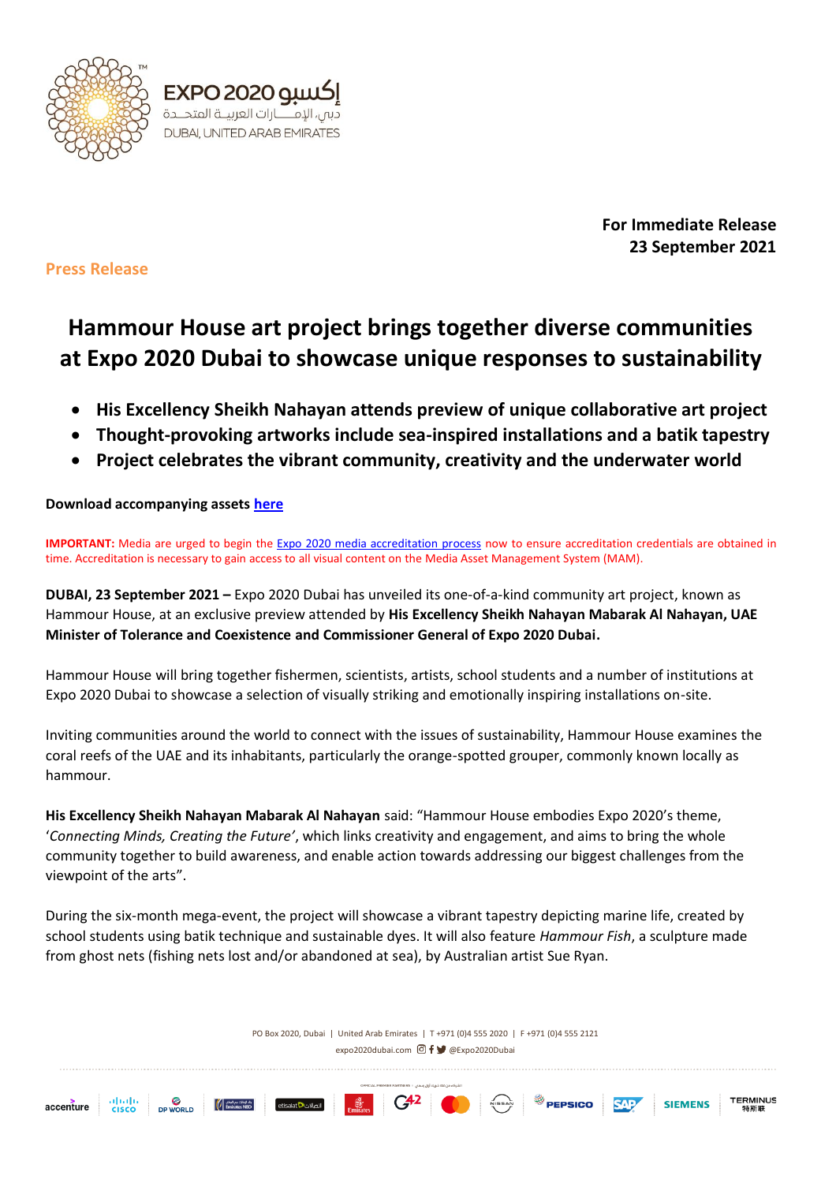**For Immediate Release**
**23 September 2021**

**Press Release**

# Hammour House art project brings together diverse communities at Expo 2020 Dubai to showcase unique responses to sustainability

- **His Excellency Sheikh Nahayan attends preview of unique collaborative art project**
- **Thought-provoking artworks include sea-inspired installations and a batik tapestry**
- **Project celebrates the vibrant community, creativity and the underwater world**

**Download accompanying assets here**

**IMPORTANT:** Media are urged to begin the Expo 2020 media accreditation process now to ensure accreditation credentials are obtained in time. Accreditation is necessary to gain access to all visual content on the Media Asset Management System (MAM).

**DUBAI, 23 September 2021 –** Expo 2020 Dubai has unveiled its one-of-a-kind community art project, known as Hammour House, at an exclusive preview attended by **His Excellency Sheikh Nahayan Mabarak Al Nahayan, UAE Minister of Tolerance and Coexistence and Commissioner General of Expo 2020 Dubai.**

Hammour House will bring together fishermen, scientists, artists, school students and a number of institutions at Expo 2020 Dubai to showcase a selection of visually striking and emotionally inspiring installations on-site.

Inviting communities around the world to connect with the issues of sustainability, Hammour House examines the coral reefs of the UAE and its inhabitants, particularly the orange-spotted grouper, commonly known locally as hammour.

**His Excellency Sheikh Nahayan Mabarak Al Nahayan** said: "Hammour House embodies Expo 2020's theme, '*Connecting Minds, Creating the Future*', which links creativity and engagement, and aims to bring the whole community together to build awareness, and enable action towards addressing our biggest challenges from the viewpoint of the arts".

During the six-month mega-event, the project will showcase a vibrant tapestry depicting marine life, created by school students using batik technique and sustainable dyes. It will also feature *Hammour Fish*, a sculpture made from ghost nets (fishing nets lost and/or abandoned at sea), by Australian artist Sue Ryan.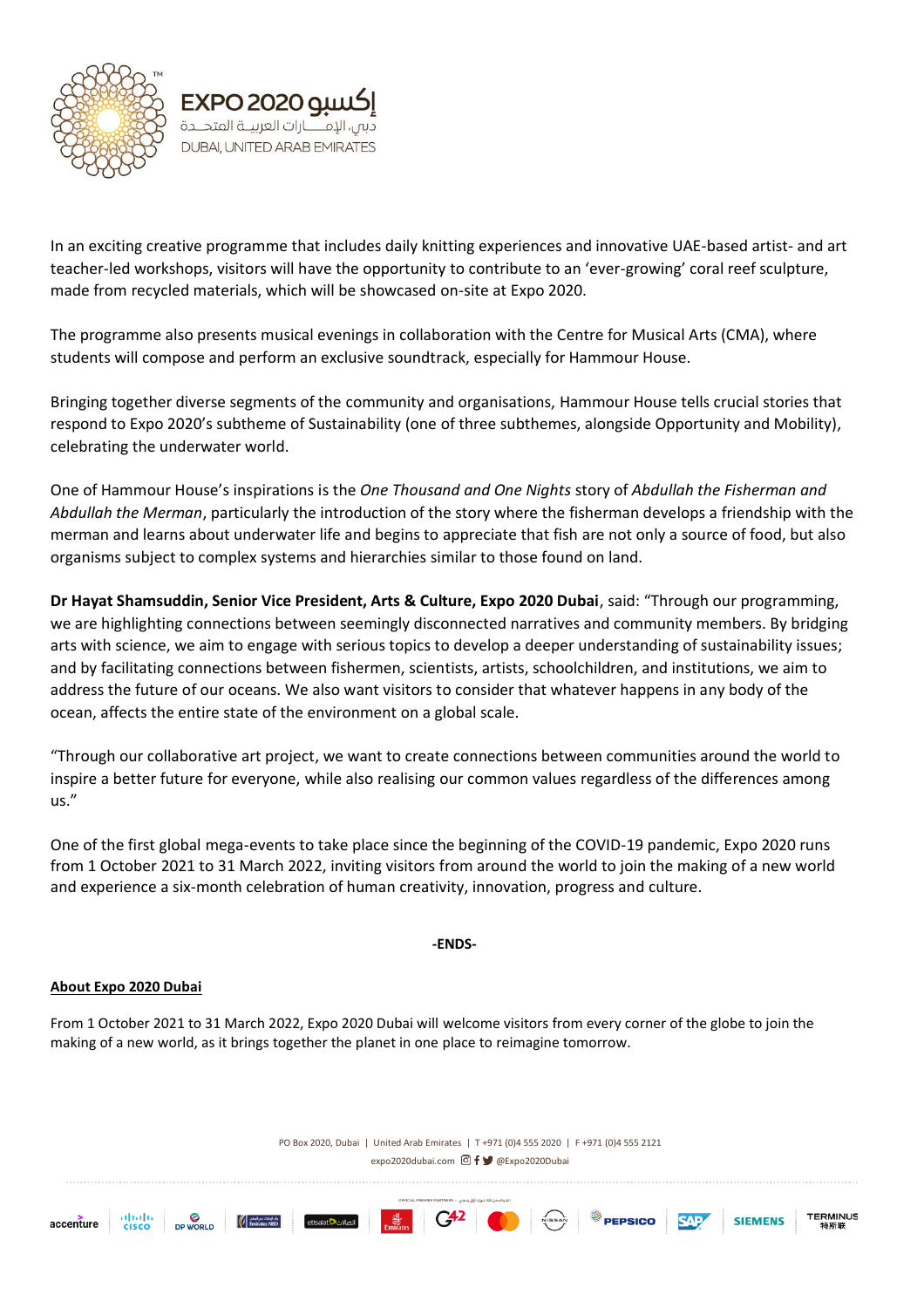In an exciting creative programme that includes daily knitting experiences and innovative UAE-based artist- and art teacher-led workshops, visitors will have the opportunity to contribute to an 'ever-growing' coral reef sculpture, made from recycled materials, which will be showcased on-site at Expo 2020.

The programme also presents musical evenings in collaboration with the Centre for Musical Arts (CMA), where students will compose and perform an exclusive soundtrack, especially for Hammour House.

Bringing together diverse segments of the community and organisations, Hammour House tells crucial stories that respond to Expo 2020's subtheme of Sustainability (one of three subthemes, alongside Opportunity and Mobility), celebrating the underwater world.

One of Hammour House's inspirations is the *One Thousand and One Nights* story of *Abdullah the Fisherman and Abdullah the Merman*, particularly the introduction of the story where the fisherman develops a friendship with the merman and learns about underwater life and begins to appreciate that fish are not only a source of food, but also organisms subject to complex systems and hierarchies similar to those found on land.

**Dr Hayat Shamsuddin, Senior Vice President, Arts & Culture, Expo 2020 Dubai**, said: "Through our programming, we are highlighting connections between seemingly disconnected narratives and community members. By bridging arts with science, we aim to engage with serious topics to develop a deeper understanding of sustainability issues; and by facilitating connections between fishermen, scientists, artists, schoolchildren, and institutions, we aim to address the future of our oceans. We also want visitors to consider that whatever happens in any body of the ocean, affects the entire state of the environment on a global scale.

"Through our collaborative art project, we want to create connections between communities around the world to inspire a better future for everyone, while also realising our common values regardless of the differences among us."

One of the first global mega-events to take place since the beginning of the COVID-19 pandemic, Expo 2020 runs from 1 October 2021 to 31 March 2022, inviting visitors from around the world to join the making of a new world and experience a six-month celebration of human creativity, innovation, progress and culture.

**-ENDS-**

**About Expo 2020 Dubai**

From 1 October 2021 to 31 March 2022, Expo 2020 Dubai will welcome visitors from every corner of the globe to join the making of a new world, as it brings together the planet in one place to reimagine tomorrow.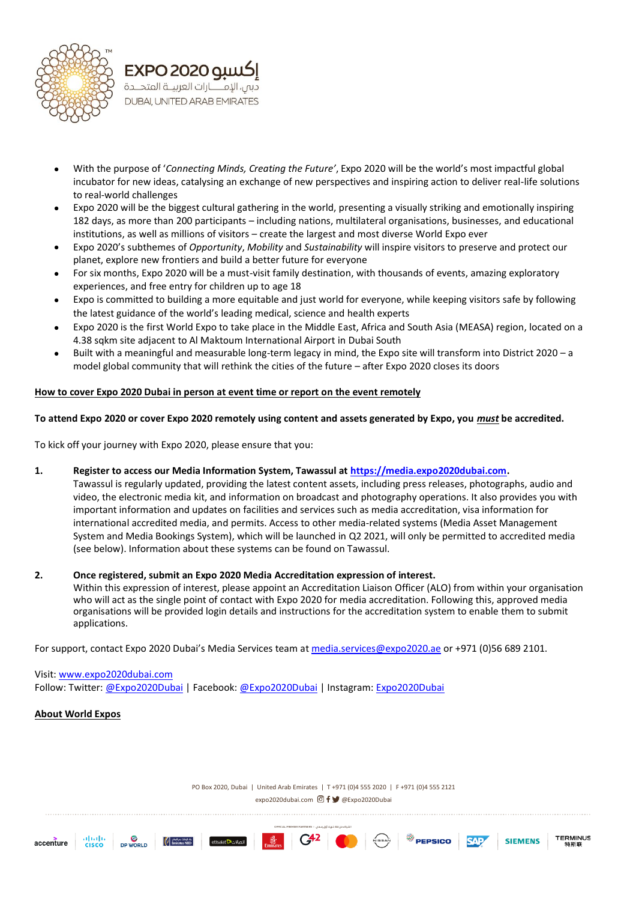- With the purpose of '*Connecting Minds, Creating the Future*', Expo 2020 will be the world's most impactful global incubator for new ideas, catalysing an exchange of new perspectives and inspiring action to deliver real-life solutions to real-world challenges
- Expo 2020 will be the biggest cultural gathering in the world, presenting a visually striking and emotionally inspiring 182 days, as more than 200 participants – including nations, multilateral organisations, businesses, and educational institutions, as well as millions of visitors – create the largest and most diverse World Expo ever
- Expo 2020's subthemes of *Opportunity*, *Mobility* and *Sustainability* will inspire visitors to preserve and protect our planet, explore new frontiers and build a better future for everyone
- For six months, Expo 2020 will be a must-visit family destination, with thousands of events, amazing exploratory experiences, and free entry for children up to age 18
- Expo is committed to building a more equitable and just world for everyone, while keeping visitors safe by following the latest guidance of the world's leading medical, science and health experts
- Expo 2020 is the first World Expo to take place in the Middle East, Africa and South Asia (MEASA) region, located on a 4.38 sqkm site adjacent to Al Maktoum International Airport in Dubai South
- Built with a meaningful and measurable long-term legacy in mind, the Expo site will transform into District 2020 – a model global community that will rethink the cities of the future – after Expo 2020 closes its doors

**How to cover Expo 2020 Dubai in person at event time or report on the event remotely**

**To attend Expo 2020 or cover Expo 2020 remotely using content and assets generated by Expo, you *must* be accredited.**

To kick off your journey with Expo 2020, please ensure that you:

1. **Register to access our Media Information System, Tawassul at https://media.expo2020dubai.com.**
   Tawassul is regularly updated, providing the latest content assets, including press releases, photographs, audio and video, the electronic media kit, and information on broadcast and photography operations. It also provides you with important information and updates on facilities and services such as media accreditation, visa information for international accredited media, and permits. Access to other media-related systems (Media Asset Management System and Media Bookings System), which will be launched in Q2 2021, will only be permitted to accredited media (see below). Information about these systems can be found on Tawassul.

2. **Once registered, submit an Expo 2020 Media Accreditation expression of interest.**
   Within this expression of interest, please appoint an Accreditation Liaison Officer (ALO) from within your organisation who will act as the single point of contact with Expo 2020 for media accreditation. Following this, approved media organisations will be provided login details and instructions for the accreditation system to enable them to submit applications.

For support, contact Expo 2020 Dubai's Media Services team at media.services@expo2020.ae or +971 (0)56 689 2101.

Visit: www.expo2020dubai.com
Follow: Twitter: @Expo2020Dubai | Facebook: @Expo2020Dubai | Instagram: Expo2020Dubai

**About World Expos**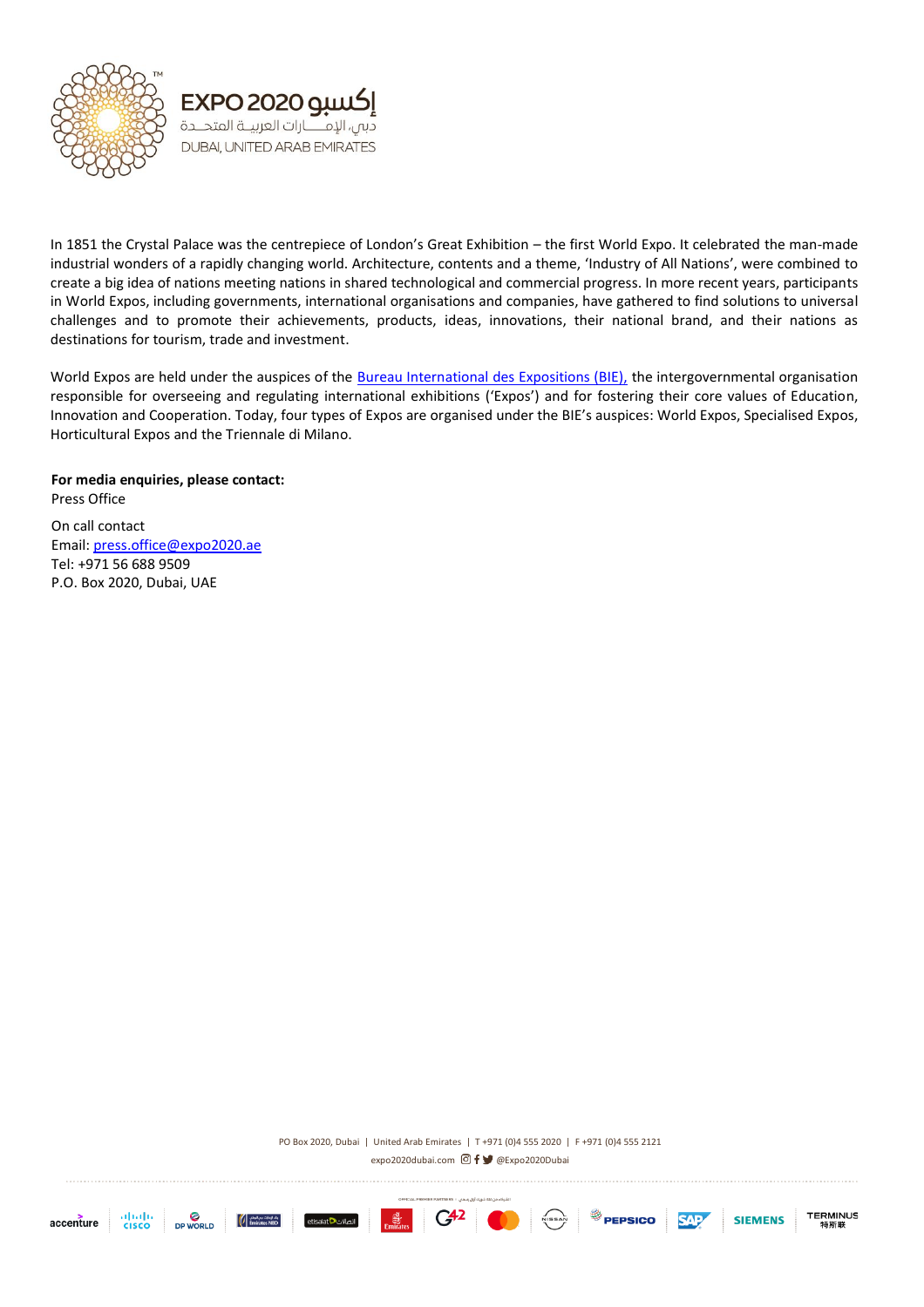In 1851 the Crystal Palace was the centrepiece of London's Great Exhibition – the first World Expo. It celebrated the man-made industrial wonders of a rapidly changing world. Architecture, contents and a theme, 'Industry of All Nations', were combined to create a big idea of nations meeting nations in shared technological and commercial progress. In more recent years, participants in World Expos, including governments, international organisations and companies, have gathered to find solutions to universal challenges and to promote their achievements, products, ideas, innovations, their national brand, and their nations as destinations for tourism, trade and investment.

World Expos are held under the auspices of the [Bureau International des Expositions (BIE),](https://www.bie-paris.org) the intergovernmental organisation responsible for overseeing and regulating international exhibitions ('Expos') and for fostering their core values of Education, Innovation and Cooperation. Today, four types of Expos are organised under the BIE's auspices: World Expos, Specialised Expos, Horticultural Expos and the Triennale di Milano.

**For media enquiries, please contact:**
Press Office

On call contact
Email: [press.office@expo2020.ae](mailto:press.office@expo2020.ae)
Tel: +971 56 688 9509
P.O. Box 2020, Dubai, UAE